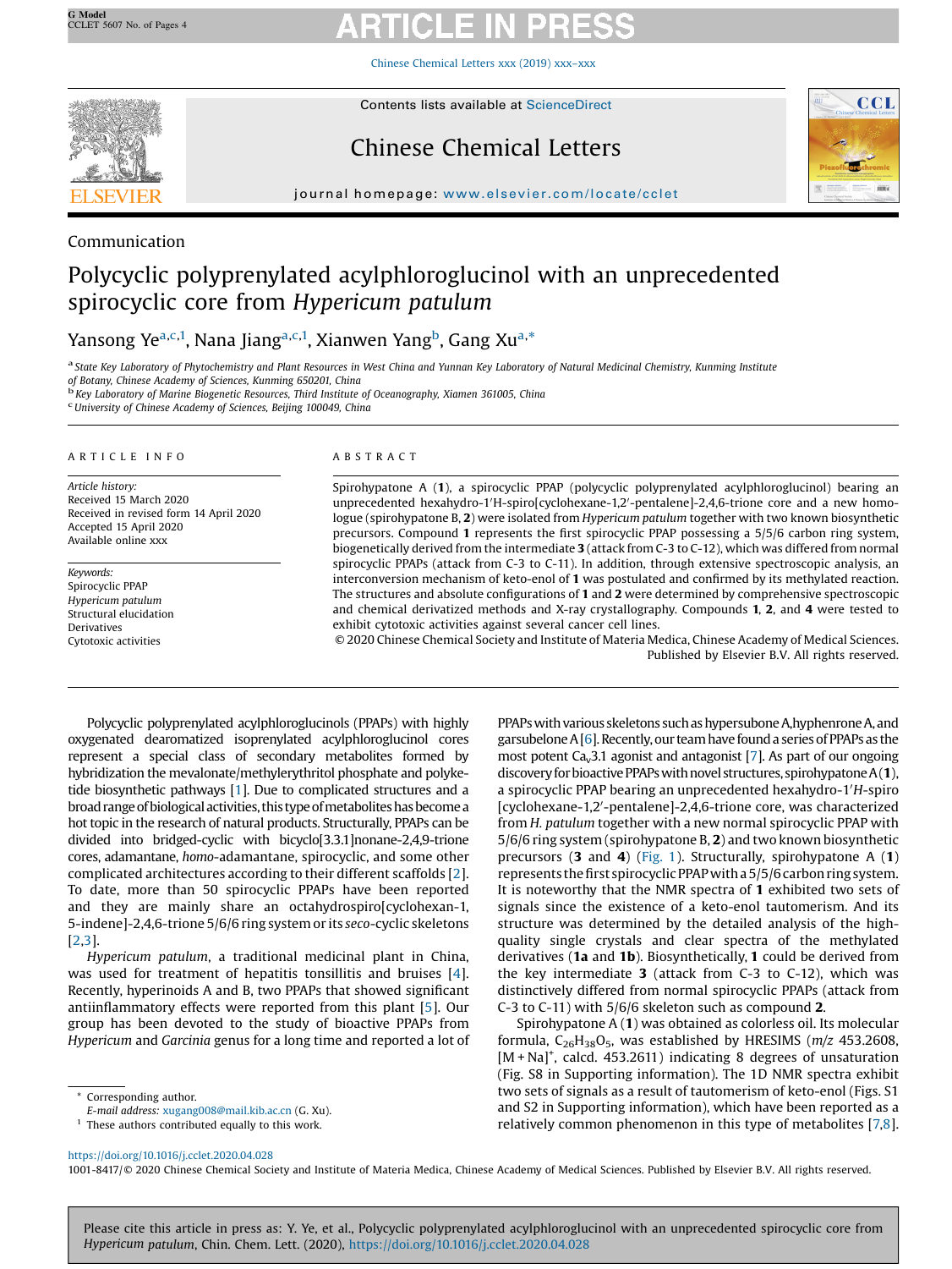Communication

# Polycyclic polyprenylated acylphloroglucinol with an unprecedented spirocyclic core from *Hypericum patulum*

Yansong Ye[a,c,1], Nana Jiang[a,c,1], Xianwen Yang[b], Gang Xu[a,*]

[a] State Key Laboratory of Phytochemistry and Plant Resources in West China and Yunnan Key Laboratory of Natural Medicinal Chemistry, Kunming Institute of Botany, Chinese Academy of Sciences, Kunming 650201, China
[b] Key Laboratory of Marine Biogenetic Resources, Third Institute of Oceanography, Xiamen 361005, China
[c] University of Chinese Academy of Sciences, Beijing 100049, China

## ARTICLE INFO

*Article history:*
Received 15 March 2020
Received in revised form 14 April 2020
Accepted 15 April 2020
Available online xxx

*Keywords:*
Spirocyclic PPAP
*Hypericum patulum*
Structural elucidation
Derivatives
Cytotoxic activities

## ABSTRACT

Spirohypatone A (**1**), a spirocyclic PPAP (polycyclic polyprenylated acylphloroglucinol) bearing an unprecedented hexahydro-1′H-spiro[cyclohexane-1,2′-pentalene]-2,4,6-trione core and a new homologue (spirohypatone B, **2**) were isolated from *Hypericum patulum* together with two known biosynthetic precursors. Compound **1** represents the first spirocyclic PPAP possessing a 5/5/6 carbon ring system, biogenetically derived from the intermediate **3** (attack from C-3 to C-12), which was differed from normal spirocyclic PPAPs (attack from C-3 to C-11). In addition, through extensive spectroscopic analysis, an interconversion mechanism of keto-enol of **1** was postulated and confirmed by its methylated reaction. The structures and absolute configurations of **1** and **2** were determined by comprehensive spectroscopic and chemical derivatized methods and X-ray crystallography. Compounds **1**, **2**, and **4** were tested to exhibit cytotoxic activities against several cancer cell lines.

© 2020 Chinese Chemical Society and Institute of Materia Medica, Chinese Academy of Medical Sciences. Published by Elsevier B.V. All rights reserved.

Polycyclic polyprenylated acylphloroglucinols (PPAPs) with highly oxygenated dearomatized isoprenylated acylphloroglucinol cores represent a special class of secondary metabolites formed by hybridization the mevalonate/methylerythritol phosphate and polyketide biosynthetic pathways [1]. Due to complicated structures and a broad range of biological activities, this type of metabolites has become a hot topic in the research of natural products. Structurally, PPAPs can be divided into bridged-cyclic with bicyclo[3.3.1]nonane-2,4,9-trione cores, adamantane, *homo*-adamantane, spirocyclic, and some other complicated architectures according to their different scaffolds [2]. To date, more than 50 spirocyclic PPAPs have been reported and they are mainly share an octahydrospiro[cyclohexan-1, 5-indene]-2,4,6-trione 5/6/6 ring system or its *seco*-cyclic skeletons [2,3].

*Hypericum patulum*, a traditional medicinal plant in China, was used for treatment of hepatitis tonsillitis and bruises [4]. Recently, hyperinoids A and B, two PPAPs that showed significant antiinflammatory effects were reported from this plant [5]. Our group has been devoted to the study of bioactive PPAPs from *Hypericum* and *Garcinia* genus for a long time and reported a lot of PPAPs with various skeletons such as hypersubone A, hyphenrone A, and garsubelone A [6]. Recently, our team have found a series of PPAPs as the most potent $Ca_v3.1$ agonist and antagonist [7]. As part of our ongoing discovery for bioactive PPAPs with novel structures, spirohypatone A (**1**), a spirocyclic PPAP bearing an unprecedented hexahydro-1′H-spiro[cyclohexane-1,2′-pentalene]-2,4,6-trione core, was characterized from *H. patulum* together with a new normal spirocyclic PPAP with 5/6/6 ring system (spirohypatone B, **2**) and two known biosynthetic precursors (**3** and **4**) (Fig. 1). Structurally, spirohypatone A (**1**) represents the first spirocyclic PPAP with a 5/5/6 carbon ring system. It is noteworthy that the NMR spectra of **1** exhibited two sets of signals since the existence of a keto-enol tautomerism. And its structure was determined by the detailed analysis of the high-quality single crystals and clear spectra of the methylated derivatives (**1a** and **1b**). Biosynthetically, **1** could be derived from the key intermediate **3** (attack from C-3 to C-12), which was distinctively differed from normal spirocyclic PPAPs (attack from C-3 to C-11) with 5/6/6 skeleton such as compound **2**.

Spirohypatone A (**1**) was obtained as colorless oil. Its molecular formula, $C_{26}H_{38}O_5$, was established by HRESIMS (*m/z* 453.2608, $[M+Na]^+$, calcd. 453.2611) indicating 8 degrees of unsaturation (Fig. S8 in Supporting information). The 1D NMR spectra exhibit two sets of signals as a result of tautomerism of keto-enol (Figs. S1 and S2 in Supporting information), which have been reported as a relatively common phenomenon in this type of metabolites [7,8].

* Corresponding author.
E-mail address: xugang008@mail.kib.ac.cn (G. Xu).
1 These authors contributed equally to this work.

https://doi.org/10.1016/j.cclet.2020.04.028
1001-8417/© 2020 Chinese Chemical Society and Institute of Materia Medica, Chinese Academy of Medical Sciences. Published by Elsevier B.V. All rights reserved.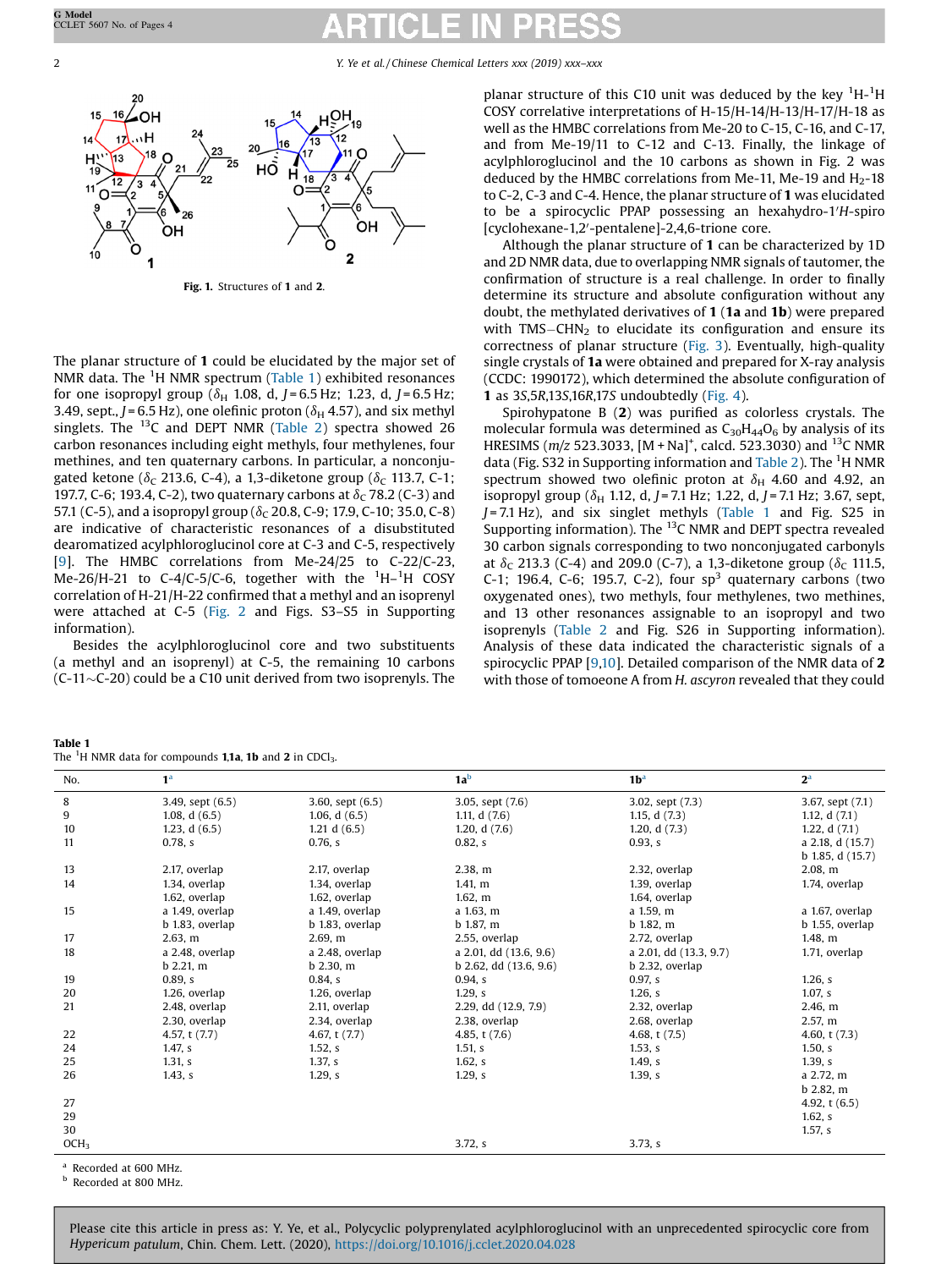Fig. 1. Structures of **1** and **2**.

The planar structure of **1** could be elucidated by the major set of NMR data. The $^1$H NMR spectrum (Table 1) exhibited resonances for one isopropyl group ($\delta_H$ 1.08, d, $J$ = 6.5 Hz; 1.23, d, $J$ = 6.5 Hz; 3.49, sept., $J$ = 6.5 Hz), one olefinic proton ($\delta_H$ 4.57), and six methyl singlets. The $^{13}$C and DEPT NMR (Table 2) spectra showed 26 carbon resonances including eight methyls, four methylenes, four methines, and ten quaternary carbons. In particular, a nonconjugated ketone ($\delta_C$ 213.6, C-4), a 1,3-diketone group ($\delta_C$ 113.7, C-1; 197.7, C-6; 193.4, C-2), two quaternary carbons at $\delta_C$ 78.2 (C-3) and 57.1 (C-5), and a isopropyl group ($\delta_C$ 20.8, C-9; 17.9, C-10; 35.0, C-8) are indicative of characteristic resonances of a disubstituted dearomatized acylphloroglucinol core at C-3 and C-5, respectively [9]. The HMBC correlations from Me-24/25 to C-22/C-23, Me-26/H-21 to C-4/C-5/C-6, together with the $^1$H–$^1$H COSY correlation of H-21/H-22 confirmed that a methyl and an isoprenyl were attached at C-5 (Fig. 2 and Figs. S3–S5 in Supporting information).

Besides the acylphloroglucinol core and two substituents (a methyl and an isoprenyl) at C-5, the remaining 10 carbons (C-11∼C-20) could be a C10 unit derived from two isoprenyls. The planar structure of this C10 unit was deduced by the key $^1$H-$^1$H COSY correlative interpretations of H-15/H-14/H-13/H-17/H-18 as well as the HMBC correlations from Me-20 to C-15, C-16, and C-17, and from Me-19/11 to C-12 and C-13. Finally, the linkage of acylphloroglucinol and the 10 carbons as shown in Fig. 2 was deduced by the HMBC correlations from Me-11, Me-19 and $H_2$-18 to C-2, C-3 and C-4. Hence, the planar structure of **1** was elucidated to be a spirocyclic PPAP possessing an hexahydro-1′*H*-spiro [cyclohexane-1,2′-pentalene]-2,4,6-trione core.

Although the planar structure of **1** can be characterized by 1D and 2D NMR data, due to overlapping NMR signals of tautomer, the confirmation of structure is a real challenge. In order to finally determine its structure and absolute configuration without any doubt, the methylated derivatives of **1** (**1a** and **1b**) were prepared with TMS−$CHN_2$ to elucidate its configuration and ensure its correctness of planar structure (Fig. 3). Eventually, high-quality single crystals of **1a** were obtained and prepared for X-ray analysis (CCDC: 1990172), which determined the absolute configuration of **1** as 3*S*,5*R*,13*S*,16*R*,17*S* undoubtedly (Fig. 4).

Spirohypatone B (**2**) was purified as colorless crystals. The molecular formula was determined as $C_{30}H_{44}O_6$ by analysis of its HRESIMS (*m/z* 523.3033, [M + Na]$^+$, calcd. 523.3030) and $^{13}$C NMR data (Fig. S32 in Supporting information and Table 2). The $^1$H NMR spectrum showed two olefinic proton at $\delta_H$ 4.60 and 4.92, an isopropyl group ($\delta_H$ 1.12, d, $J$ = 7.1 Hz; 1.22, d, $J$ = 7.1 Hz; 3.67, sept, $J$ = 7.1 Hz), and six singlet methyls (Table 1 and Fig. S25 in Supporting information). The $^{13}$C NMR and DEPT spectra revealed 30 carbon signals corresponding to two nonconjugated carbonyls at $\delta_C$ 213.3 (C-4) and 209.0 (C-7), a 1,3-diketone group ($\delta_C$ 111.5, C-1; 196.4, C-6; 195.7, C-2), four sp$^3$ quaternary carbons (two oxygenated ones), two methyls, four methylenes, two methines, and 13 other resonances assignable to an isopropyl and two isoprenyls (Table 2 and Fig. S26 in Supporting information). Analysis of these data indicated the characteristic signals of a spirocyclic PPAP [9,10]. Detailed comparison of the NMR data of **2** with those of tomoeone A from *H. ascyron* revealed that they could

**Table 1**
The $^1$H NMR data for compounds **1**,**1a**, **1b** and **2** in $CDCl_3$.

| No. | **1**[a] | | **1a**[b] | **1b**[a] | **2**[a] |
|---|---|---|---|---|---|
| 8 | 3.49, sept (6.5) | 3.60, sept (6.5) | 3.05, sept (7.6) | 3.02, sept (7.3) | 3.67, sept (7.1) |
| 9 | 1.08, d (6.5) | 1.06, d (6.5) | 1.11, d (7.6) | 1.15, d (7.3) | 1.12, d (7.1) |
| 10 | 1.23, d (6.5) | 1.21 d (6.5) | 1.20, d (7.6) | 1.20, d (7.3) | 1.22, d (7.1) |
| 11 | 0.78, s | 0.76, s | 0.82, s | 0.93, s | a 2.18, d (15.7)<br>b 1.85, d (15.7) |
| 13 | 2.17, overlap | 2.17, overlap | 2.38, m | 2.32, overlap | 2.08, m |
| 14 | 1.34, overlap<br>1.62, overlap | 1.34, overlap<br>1.62, overlap | 1.41, m<br>1.62, m | 1.39, overlap<br>1.64, overlap | 1.74, overlap |
| 15 | a 1.49, overlap<br>b 1.83, overlap | a 1.49, overlap<br>b 1.83, overlap | a 1.63, m<br>b 1.87, m | a 1.59, m<br>b 1.82, m | a 1.67, overlap<br>b 1.55, overlap |
| 17 | 2.63, m | 2.69, m | 2.55, overlap | 2.72, overlap | 1.48, m |
| 18 | a 2.48, overlap<br>b 2.21, m | a 2.48, overlap<br>b 2.30, m | a 2.01, dd (13.6, 9.6)<br>b 2.62, dd (13.6, 9.6) | a 2.01, dd (13.3, 9.7)<br>b 2.32, overlap | 1.71, overlap |
| 19 | 0.89, s | 0.84, s | 0.94, s | 0.97, s | 1.26, s |
| 20 | 1.26, overlap | 1.26, overlap | 1.29, s | 1.26, s | 1.07, s |
| 21 | 2.48, overlap<br>2.30, overlap | 2.11, overlap<br>2.34, overlap | 2.29, dd (12.9, 7.9)<br>2.38, overlap | 2.32, overlap<br>2.68, overlap | 2.46, m<br>2.57, m |
| 22 | 4.57, t (7.7) | 4.67, t (7.7) | 4.85, t (7.6) | 4.68, t (7.5) | 4.60, t (7.3) |
| 24 | 1.47, s | 1.52, s | 1.51, s | 1.53, s | 1.50, s |
| 25 | 1.31, s | 1.37, s | 1.62, s | 1.49, s | 1.39, s |
| 26 | 1.43, s | 1.29, s | 1.29, s | 1.39, s | a 2.72, m<br>b 2.82, m |
| 27 | | | | | 4.92, t (6.5) |
| 29 | | | | | 1.62, s |
| 30 | | | | | 1.57, s |
| $OCH_3$ | | | 3.72, s | 3.73, s | |

[a] Recorded at 600 MHz.
[b] Recorded at 800 MHz.

Please cite this article in press as: Y. Ye, et al., Polycyclic polyprenylated acylphloroglucinol with an unprecedented spirocyclic core from *Hypericum patulum*, Chin. Chem. Lett. (2020), https://doi.org/10.1016/j.cclet.2020.04.028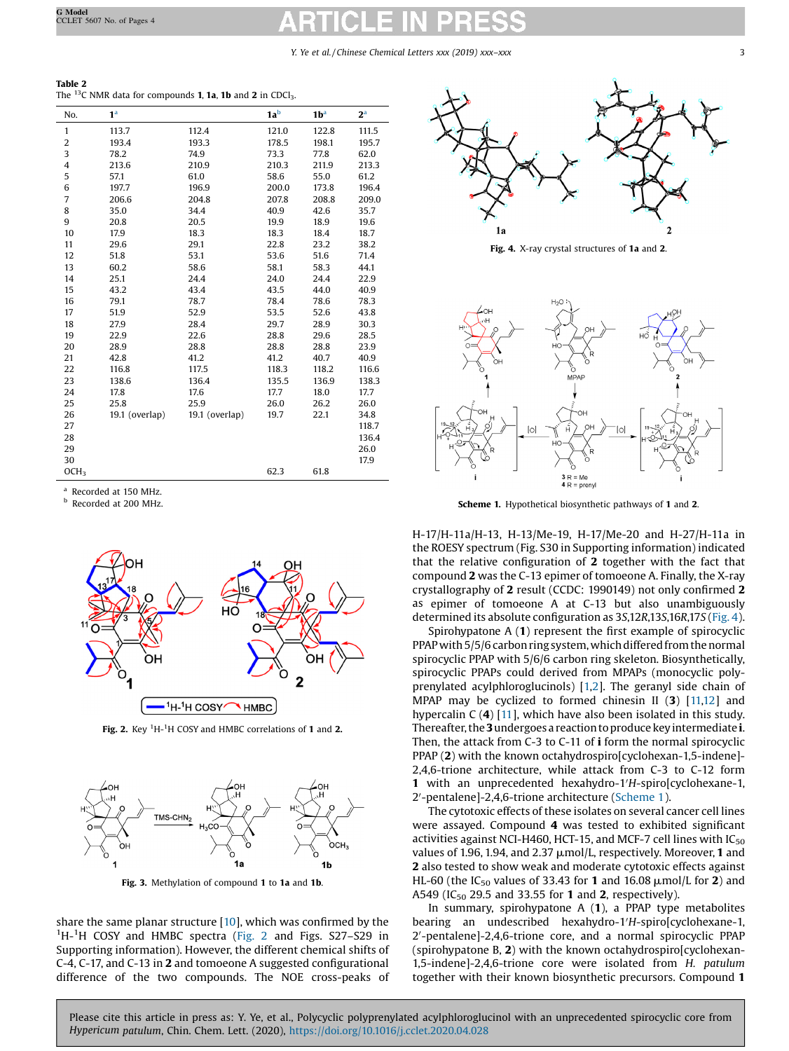**Table 2**
The $^{13}C$ NMR data for compounds **1**, **1a**, **1b** and **2** in $CDCl_3$.

| No. | **1**[a] | | **1a**[b] | **1b**[a] | **2**[a] |
|---|---|---|---|---|---|
| 1 | 113.7 | 112.4 | 121.0 | 122.8 | 111.5 |
| 2 | 193.4 | 193.3 | 178.5 | 198.1 | 195.7 |
| 3 | 78.2 | 74.9 | 73.3 | 77.8 | 62.0 |
| 4 | 213.6 | 210.9 | 210.3 | 211.9 | 213.3 |
| 5 | 57.1 | 61.0 | 58.6 | 55.0 | 61.2 |
| 6 | 197.7 | 196.9 | 200.0 | 173.8 | 196.4 |
| 7 | 206.6 | 204.8 | 207.8 | 208.8 | 209.0 |
| 8 | 35.0 | 34.4 | 40.9 | 42.6 | 35.7 |
| 9 | 20.8 | 20.5 | 19.9 | 18.9 | 19.6 |
| 10 | 17.9 | 18.3 | 18.3 | 18.4 | 18.7 |
| 11 | 29.6 | 29.1 | 22.8 | 23.2 | 38.2 |
| 12 | 51.8 | 53.1 | 53.6 | 51.6 | 71.4 |
| 13 | 60.2 | 58.6 | 58.1 | 58.3 | 44.1 |
| 14 | 25.1 | 24.4 | 24.0 | 24.4 | 22.9 |
| 15 | 43.2 | 43.4 | 43.5 | 44.0 | 40.9 |
| 16 | 79.1 | 78.7 | 78.4 | 78.6 | 78.3 |
| 17 | 51.9 | 52.9 | 53.5 | 52.6 | 43.8 |
| 18 | 27.9 | 28.4 | 29.7 | 28.9 | 30.3 |
| 19 | 22.9 | 22.6 | 28.8 | 29.6 | 28.5 |
| 20 | 28.9 | 28.8 | 28.8 | 28.8 | 23.9 |
| 21 | 42.8 | 41.2 | 41.2 | 40.7 | 40.9 |
| 22 | 116.8 | 117.5 | 118.3 | 118.2 | 116.6 |
| 23 | 138.6 | 136.4 | 135.5 | 136.9 | 138.3 |
| 24 | 17.8 | 17.6 | 17.7 | 18.0 | 17.7 |
| 25 | 25.8 | 25.9 | 26.0 | 26.2 | 26.0 |
| 26 | 19.1 (overlap) | 19.1 (overlap) | 19.7 | 22.1 | 34.8 |
| 27 | | | | | 118.7 |
| 28 | | | | | 136.4 |
| 29 | | | | | 26.0 |
| 30 | | | | | 17.9 |
| $OCH_3$ | | | 62.3 | 61.8 | |

[a] Recorded at 150 MHz.
[b] Recorded at 200 MHz.

**Fig. 2.** Key $^1H$-$^1H$ COSY and HMBC correlations of **1** and **2**.

**Fig. 3.** Methylation of compound **1** to **1a** and **1b**.

share the same planar structure [10], which was confirmed by the $^1H$-$^1H$ COSY and HMBC spectra (Fig. 2 and Figs. S27–S29 in Supporting information). However, the different chemical shifts of C-4, C-17, and C-13 in **2** and tomoeone A suggested configurational difference of the two compounds. The NOE cross-peaks of H-17/H-11a/H-13, H-13/Me-19, H-17/Me-20 and H-27/H-11a in the ROESY spectrum (Fig. S30 in Supporting information) indicated that the relative configuration of **2** together with the fact that compound **2** was the C-13 epimer of tomoeone A. Finally, the X-ray crystallography of **2** result (CCDC: 1990149) not only confirmed **2** as epimer of tomoeone A at C-13 but also unambiguously determined its absolute configuration as 3*S*,12*R*,13*S*,16*R*,17*S* (Fig. 4).

**Fig. 4.** X-ray crystal structures of **1a** and **2**.

**Scheme 1.** Hypothetical biosynthetic pathways of **1** and **2**.

Spirohypatone A (**1**) represent the first example of spirocyclic PPAP with 5/5/6 carbon ring system, which differed from the normal spirocyclic PPAP with 5/6/6 carbon ring skeleton. Biosynthetically, spirocyclic PPAPs could derived from MPAPs (monocyclic polyprenylated acylphloroglucinols) [1,2]. The geranyl side chain of MPAP may be cyclized to formed chinesin II (**3**) [11,12] and hypercalin C (**4**) [11], which have also been isolated in this study. Thereafter, the **3** undergoes a reaction to produce key intermediate **i**. Then, the attack from C-3 to C-11 of **i** form the normal spirocyclic PPAP (**2**) with the known octahydrospiro[cyclohexane-1,5-indene]-2,4,6-trione architecture, while attack from C-3 to C-12 form **1** with an unprecedented hexahydro-1′*H*-spiro[cyclohexane-1, 2′-pentalene]-2,4,6-trione architecture (Scheme 1).

The cytotoxic effects of these isolates on several cancer cell lines were assayed. Compound **4** was tested to exhibited significant activities against NCI-H460, HCT-15, and MCF-7 cell lines with $IC_{50}$ values of 1.96, 1.94, and 2.37 μmol/L, respectively. Moreover, **1** and **2** also tested to show weak and moderate cytotoxic effects against HL-60 (the $IC_{50}$ values of 33.43 for **1** and 16.08 μmol/L for **2**) and A549 ($IC_{50}$ 29.5 and 33.55 for **1** and **2**, respectively).

In summary, spirohypatone A (**1**), a PPAP type metabolites bearing an undescribed hexahydro-1′*H*-spiro[cyclohexane-1, 2′-pentalene]-2,4,6-trione core, and a normal spirocyclic PPAP (spirohypatone B, **2**) with the known octahydrospiro[cyclohexan-1,5-indene]-2,4,6-trione core were isolated from *H. patulum* together with their known biosynthetic precursors. Compound **1**

Please cite this article in press as: Y. Ye et al., Polycyclic polyprenylated acylphloroglucinol with an unprecedented spirocyclic core from *Hypericum patulum*, Chin. Chem. Lett. (2020), https://doi.org/10.1016/j.cclet.2020.04.028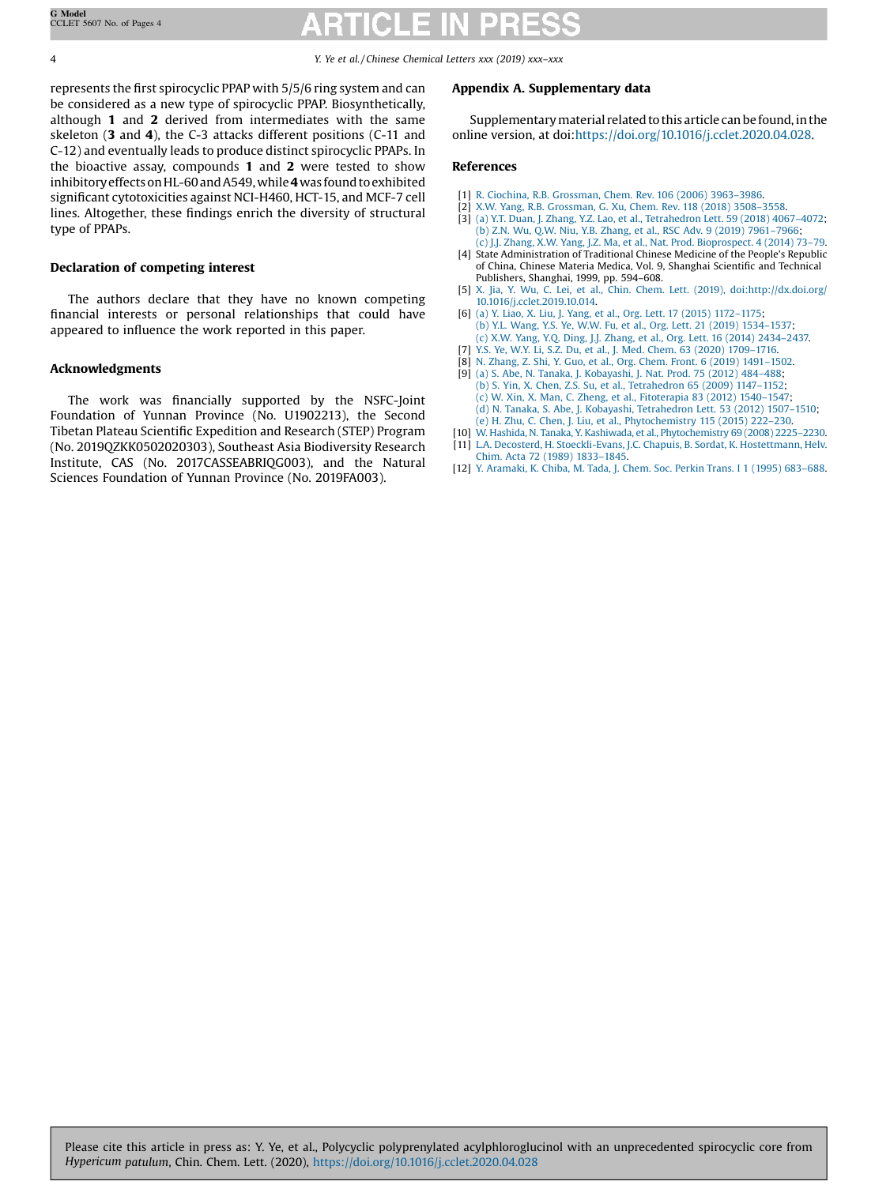represents the first spirocyclic PPAP with 5/5/6 ring system and can be considered as a new type of spirocyclic PPAP. Biosynthetically, although **1** and **2** derived from intermediates with the same skeleton (**3** and **4**), the C-3 attacks different positions (C-11 and C-12) and eventually leads to produce distinct spirocyclic PPAPs. In the bioactive assay, compounds **1** and **2** were tested to show inhibitory effects on HL-60 and A549, while **4** was found to exhibited significant cytotoxicities against NCI-H460, HCT-15, and MCF-7 cell lines. Altogether, these findings enrich the diversity of structural type of PPAPs.

## Declaration of competing interest

The authors declare that they have no known competing financial interests or personal relationships that could have appeared to influence the work reported in this paper.

## Acknowledgments

The work was financially supported by the NSFC-Joint Foundation of Yunnan Province (No. U1902213), the Second Tibetan Plateau Scientific Expedition and Research (STEP) Program (No. 2019QZKK0502020303), Southeast Asia Biodiversity Research Institute, CAS (No. 2017CASSEABRIQG003), and the Natural Sciences Foundation of Yunnan Province (No. 2019FA003).

## Appendix A. Supplementary data

Supplementary material related to this article can be found, in the online version, at doi:https://doi.org/10.1016/j.cclet.2020.04.028.

## References

[1] R. Ciochina, R.B. Grossman, Chem. Rev. 106 (2006) 3963–3986.
[2] X.W. Yang, R.B. Grossman, G. Xu, Chem. Rev. 118 (2018) 3508–3558.
[3] (a) Y.T. Duan, J. Zhang, Y.Z. Lao, et al., Tetrahedron Lett. 59 (2018) 4067–4072;
(b) Z.N. Wu, Q.W. Niu, Y.B. Zhang, et al., RSC Adv. 9 (2019) 7961–7966;
(c) J.J. Zhang, X.W. Yang, J.Z. Ma, et al., Nat. Prod. Bioprospect. 4 (2014) 73–79.
[4] State Administration of Traditional Chinese Medicine of the People's Republic of China, Chinese Materia Medica, Vol. 9, Shanghai Scientific and Technical Publishers, Shanghai, 1999, pp. 594–608.
[5] X. Jia, Y. Wu, C. Lei, et al., Chin. Chem. Lett. (2019), doi:http://dx.doi.org/10.1016/j.cclet.2019.10.014.
[6] (a) Y. Liao, X. Liu, J. Yang, et al., Org. Lett. 17 (2015) 1172–1175;
(b) Y.L. Wang, Y.S. Ye, W.W. Fu, et al., Org. Lett. 21 (2019) 1534–1537;
(c) X.W. Yang, Y.Q. Ding, J.J. Zhang, et al., Org. Lett. 16 (2014) 2434–2437.
[7] Y.S. Ye, W.Y. Li, S.Z. Du, et al., J. Med. Chem. 63 (2020) 1709–1716.
[8] N. Zhang, Z. Shi, Y. Guo, et al., Org. Chem. Front. 6 (2019) 1491–1502.
[9] (a) S. Abe, N. Tanaka, J. Kobayashi, J. Nat. Prod. 75 (2012) 484–488;
(b) S. Yin, X. Chen, Z.S. Su, et al., Tetrahedron 65 (2009) 1147–1152;
(c) W. Xin, X. Man, C. Zheng, et al., Fitoterapia 83 (2012) 1540–1547;
(d) N. Tanaka, S. Abe, J. Kobayashi, Tetrahedron Lett. 53 (2012) 1507–1510;
(e) H. Zhu, C. Chen, J. Liu, et al., Phytochemistry 115 (2015) 222–230.
[10] W. Hashida, N. Tanaka, Y. Kashiwada, et al., Phytochemistry 69 (2008) 2225–2230.
[11] L.A. Decosterd, H. Stoeckli-Evans, J.C. Chapuis, B. Sordat, K. Hostettmann, Helv. Chim. Acta 72 (1989) 1833–1845.
[12] Y. Aramaki, K. Chiba, M. Tada, J. Chem. Soc. Perkin Trans. I 1 (1995) 683–688.

Please cite this article in press as: Y. Ye, et al., Polycyclic polyprenylated acylphloroglucinol with an unprecedented spirocyclic core from *Hypericum patulum*, Chin. Chem. Lett. (2020), https://doi.org/10.1016/j.cclet.2020.04.028